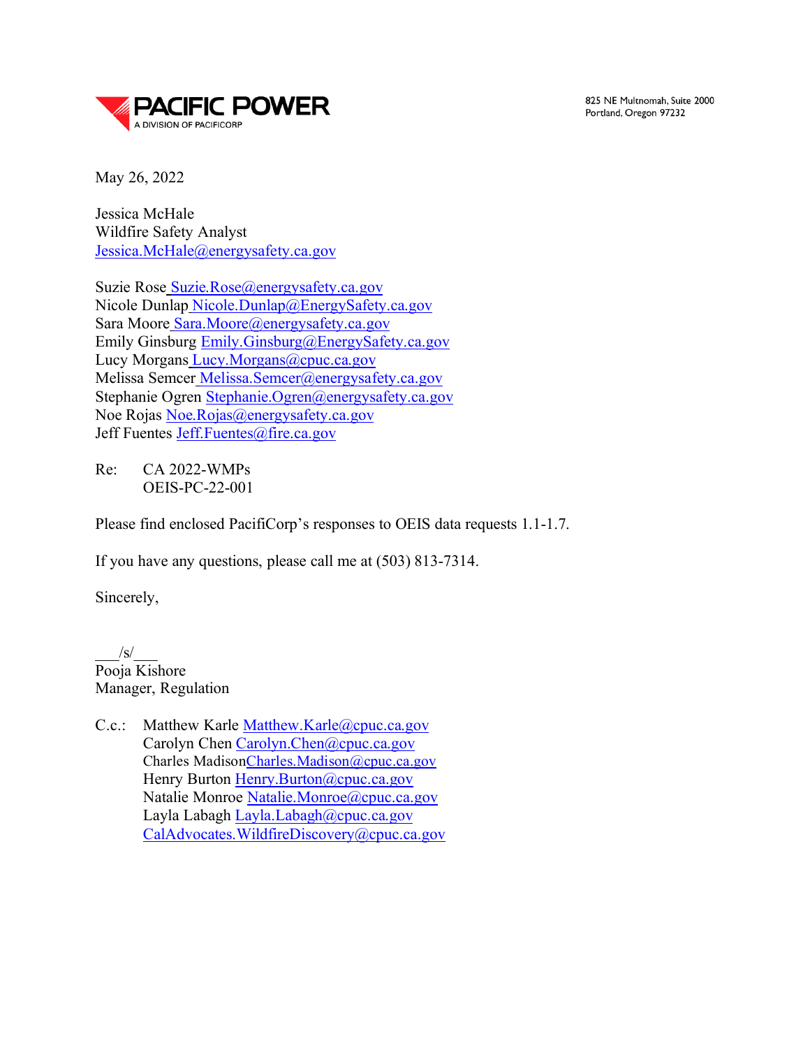**PACIFIC POWER**
A DIVISION OF PACIFICORP

825 NE Multnomah, Suite 2000
Portland, Oregon 97232

May 26, 2022

Jessica McHale
Wildfire Safety Analyst
Jessica.McHale@energysafety.ca.gov

Suzie Rose Suzie.Rose@energysafety.ca.gov
Nicole Dunlap Nicole.Dunlap@EnergySafety.ca.gov
Sara Moore Sara.Moore@energysafety.ca.gov
Emily Ginsburg Emily.Ginsburg@EnergySafety.ca.gov
Lucy Morgans Lucy.Morgans@cpuc.ca.gov
Melissa Semcer Melissa.Semcer@energysafety.ca.gov
Stephanie Ogren Stephanie.Ogren@energysafety.ca.gov
Noe Rojas Noe.Rojas@energysafety.ca.gov
Jeff Fuentes Jeff.Fuentes@fire.ca.gov

Re: CA 2022-WMPs
OEIS-PC-22-001

Please find enclosed PacifiCorp's responses to OEIS data requests 1.1-1.7.

If you have any questions, please call me at (503) 813-7314.

Sincerely,

\_\_\_/s/\_\_\_
Pooja Kishore
Manager, Regulation

C.c.: Matthew Karle Matthew.Karle@cpuc.ca.gov
Carolyn Chen Carolyn.Chen@cpuc.ca.gov
Charles Madison Charles.Madison@cpuc.ca.gov
Henry Burton Henry.Burton@cpuc.ca.gov
Natalie Monroe Natalie.Monroe@cpuc.ca.gov
Layla Labagh Layla.Labagh@cpuc.ca.gov
CalAdvocates.WildfireDiscovery@cpuc.ca.gov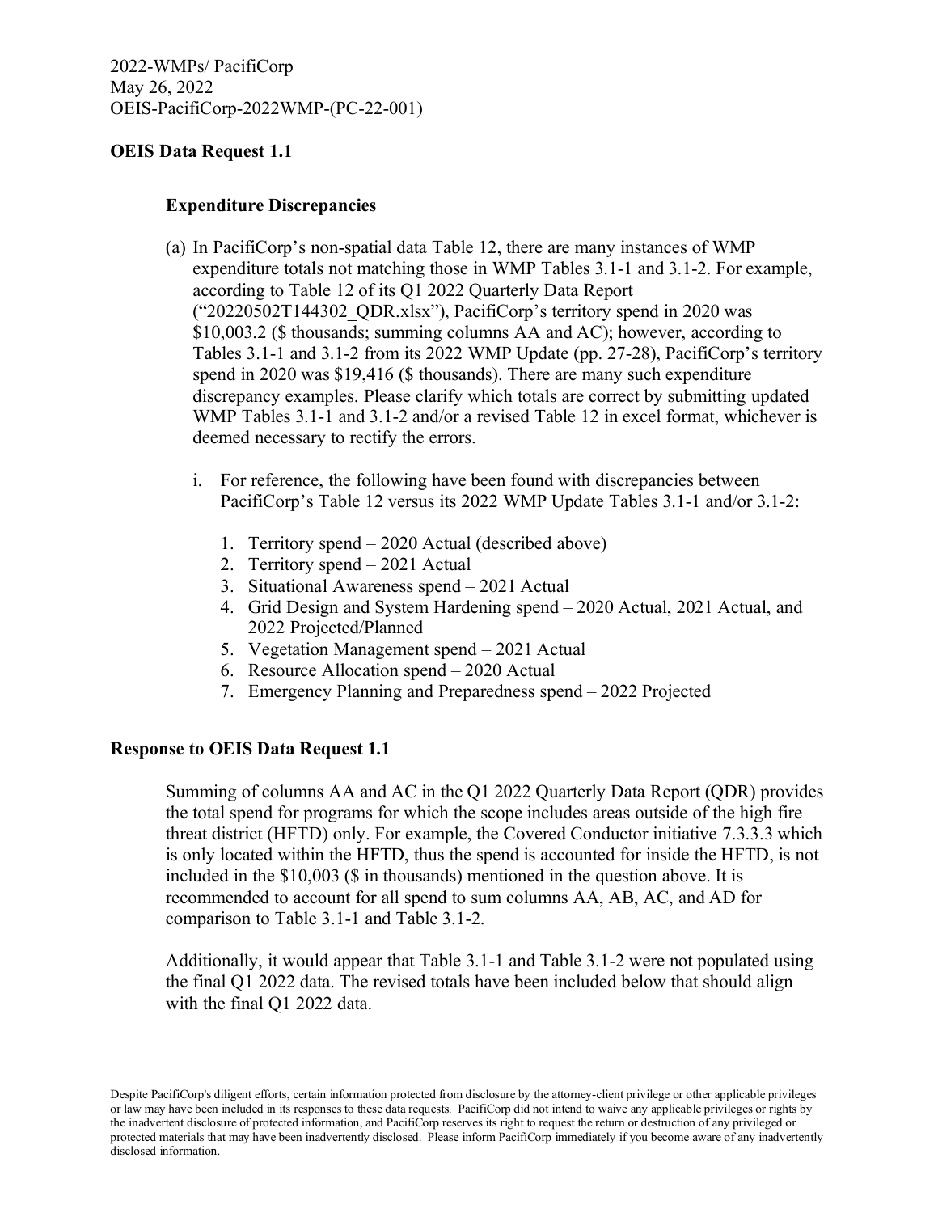2022-WMPs/ PacifiCorp
May 26, 2022
OEIS-PacifiCorp-2022WMP-(PC-22-001)

**OEIS Data Request 1.1**

**Expenditure Discrepancies**

(a) In PacifiCorp's non-spatial data Table 12, there are many instances of WMP expenditure totals not matching those in WMP Tables 3.1-1 and 3.1-2. For example, according to Table 12 of its Q1 2022 Quarterly Data Report ("20220502T144302_QDR.xlsx"), PacifiCorp's territory spend in 2020 was $10,003.2 ($ thousands; summing columns AA and AC); however, according to Tables 3.1-1 and 3.1-2 from its 2022 WMP Update (pp. 27-28), PacifiCorp's territory spend in 2020 was $19,416 ($ thousands). There are many such expenditure discrepancy examples. Please clarify which totals are correct by submitting updated WMP Tables 3.1-1 and 3.1-2 and/or a revised Table 12 in excel format, whichever is deemed necessary to rectify the errors.

i. For reference, the following have been found with discrepancies between PacifiCorp's Table 12 versus its 2022 WMP Update Tables 3.1-1 and/or 3.1-2:

1. Territory spend – 2020 Actual (described above)
2. Territory spend – 2021 Actual
3. Situational Awareness spend – 2021 Actual
4. Grid Design and System Hardening spend – 2020 Actual, 2021 Actual, and 2022 Projected/Planned
5. Vegetation Management spend – 2021 Actual
6. Resource Allocation spend – 2020 Actual
7. Emergency Planning and Preparedness spend – 2022 Projected

**Response to OEIS Data Request 1.1**

Summing of columns AA and AC in the Q1 2022 Quarterly Data Report (QDR) provides the total spend for programs for which the scope includes areas outside of the high fire threat district (HFTD) only. For example, the Covered Conductor initiative 7.3.3.3 which is only located within the HFTD, thus the spend is accounted for inside the HFTD, is not included in the $10,003 ($ in thousands) mentioned in the question above. It is recommended to account for all spend to sum columns AA, AB, AC, and AD for comparison to Table 3.1-1 and Table 3.1-2.

Additionally, it would appear that Table 3.1-1 and Table 3.1-2 were not populated using the final Q1 2022 data. The revised totals have been included below that should align with the final Q1 2022 data.

Despite PacifiCorp's diligent efforts, certain information protected from disclosure by the attorney-client privilege or other applicable privileges or law may have been included in its responses to these data requests. PacifiCorp did not intend to waive any applicable privileges or rights by the inadvertent disclosure of protected information, and PacifiCorp reserves its right to request the return or destruction of any privileged or protected materials that may have been inadvertently disclosed. Please inform PacifiCorp immediately if you become aware of any inadvertently disclosed information.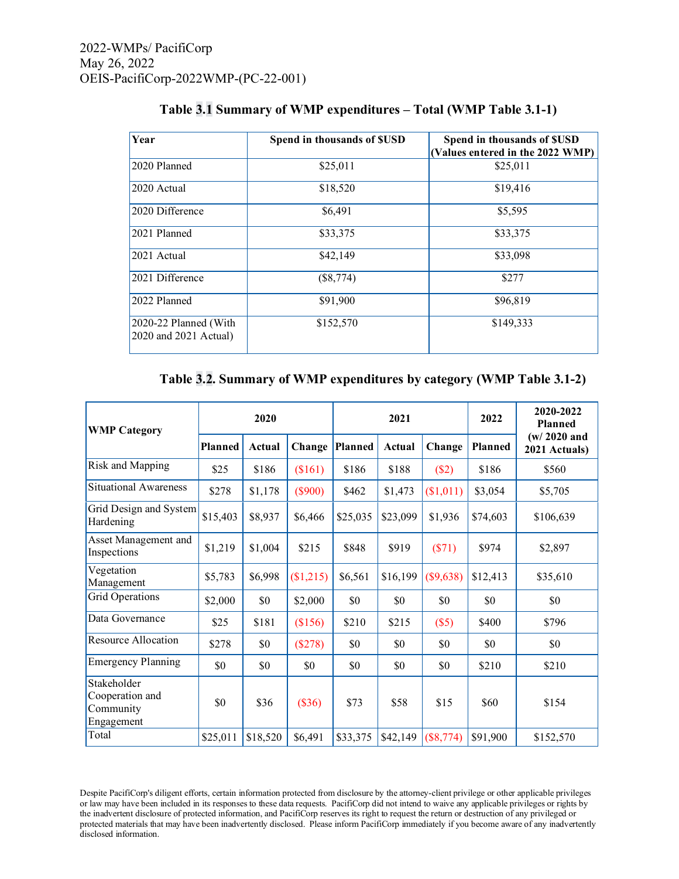2022-WMPs/ PacifiCorp
May 26, 2022
OEIS-PacifiCorp-2022WMP-(PC-22-001)

### Table 3.1 Summary of WMP expenditures – Total (WMP Table 3.1-1)

| Year | Spend in thousands of $USD | Spend in thousands of $USD (Values entered in the 2022 WMP) |
|---|---|---|
| 2020 Planned | $25,011 | $25,011 |
| 2020 Actual | $18,520 | $19,416 |
| 2020 Difference | $6,491 | $5,595 |
| 2021 Planned | $33,375 | $33,375 |
| 2021 Actual | $42,149 | $33,098 |
| 2021 Difference | ($8,774) | $277 |
| 2022 Planned | $91,900 | $96,819 |
| 2020-22 Planned (With 2020 and 2021 Actual) | $152,570 | $149,333 |

### Table 3.2. Summary of WMP expenditures by category (WMP Table 3.1-2)

| WMP Category | 2020 | | | 2021 | | | 2022 | 2020-2022 Planned (w/ 2020 and 2021 Actuals) |
|---|---|---|---|---|---|---|---|---|
| | Planned | Actual | Change | Planned | Actual | Change | Planned | |
| Risk and Mapping | $25 | $186 | ($161) | $186 | $188 | ($2) | $186 | $560 |
| Situational Awareness | $278 | $1,178 | ($900) | $462 | $1,473 | ($1,011) | $3,054 | $5,705 |
| Grid Design and System Hardening | $15,403 | $8,937 | $6,466 | $25,035 | $23,099 | $1,936 | $74,603 | $106,639 |
| Asset Management and Inspections | $1,219 | $1,004 | $215 | $848 | $919 | ($71) | $974 | $2,897 |
| Vegetation Management | $5,783 | $6,998 | ($1,215) | $6,561 | $16,199 | ($9,638) | $12,413 | $35,610 |
| Grid Operations | $2,000 | $0 | $2,000 | $0 | $0 | $0 | $0 | $0 |
| Data Governance | $25 | $181 | ($156) | $210 | $215 | ($5) | $400 | $796 |
| Resource Allocation | $278 | $0 | ($278) | $0 | $0 | $0 | $0 | $0 |
| Emergency Planning | $0 | $0 | $0 | $0 | $0 | $0 | $210 | $210 |
| Stakeholder Cooperation and Community Engagement | $0 | $36 | ($36) | $73 | $58 | $15 | $60 | $154 |
| Total | $25,011 | $18,520 | $6,491 | $33,375 | $42,149 | ($8,774) | $91,900 | $152,570 |

Despite PacifiCorp's diligent efforts, certain information protected from disclosure by the attorney-client privilege or other applicable privileges or law may have been included in its responses to these data requests. PacifiCorp did not intend to waive any applicable privileges or rights by the inadvertent disclosure of protected information, and PacifiCorp reserves its right to request the return or destruction of any privileged or protected materials that may have been inadvertently disclosed. Please inform PacifiCorp immediately if you become aware of any inadvertently disclosed information.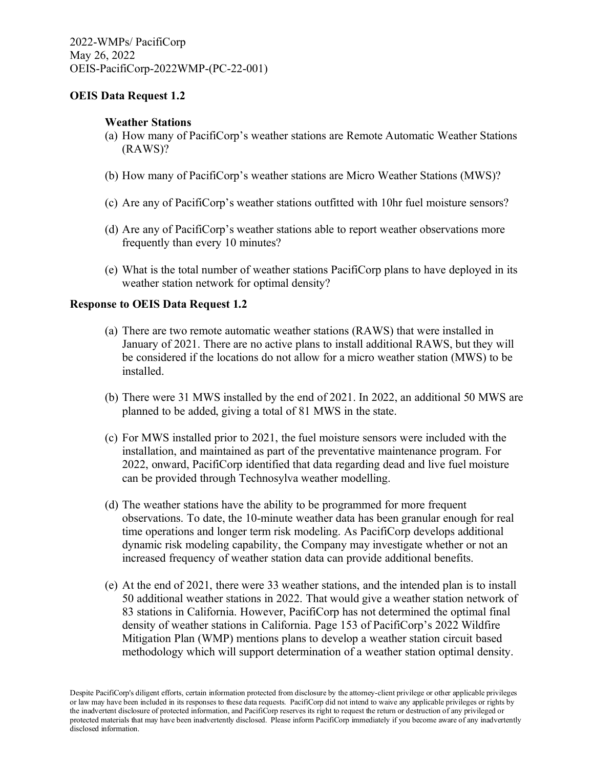2022-WMPs/ PacifiCorp
May 26, 2022
OEIS-PacifiCorp-2022WMP-(PC-22-001)

**OEIS Data Request 1.2**

**Weather Stations**

(a) How many of PacifiCorp's weather stations are Remote Automatic Weather Stations (RAWS)?

(b) How many of PacifiCorp's weather stations are Micro Weather Stations (MWS)?

(c) Are any of PacifiCorp's weather stations outfitted with 10hr fuel moisture sensors?

(d) Are any of PacifiCorp's weather stations able to report weather observations more frequently than every 10 minutes?

(e) What is the total number of weather stations PacifiCorp plans to have deployed in its weather station network for optimal density?

**Response to OEIS Data Request 1.2**

(a) There are two remote automatic weather stations (RAWS) that were installed in January of 2021. There are no active plans to install additional RAWS, but they will be considered if the locations do not allow for a micro weather station (MWS) to be installed.

(b) There were 31 MWS installed by the end of 2021. In 2022, an additional 50 MWS are planned to be added, giving a total of 81 MWS in the state.

(c) For MWS installed prior to 2021, the fuel moisture sensors were included with the installation, and maintained as part of the preventative maintenance program. For 2022, onward, PacifiCorp identified that data regarding dead and live fuel moisture can be provided through Technosylva weather modelling.

(d) The weather stations have the ability to be programmed for more frequent observations. To date, the 10-minute weather data has been granular enough for real time operations and longer term risk modeling. As PacifiCorp develops additional dynamic risk modeling capability, the Company may investigate whether or not an increased frequency of weather station data can provide additional benefits.

(e) At the end of 2021, there were 33 weather stations, and the intended plan is to install 50 additional weather stations in 2022. That would give a weather station network of 83 stations in California. However, PacifiCorp has not determined the optimal final density of weather stations in California. Page 153 of PacifiCorp's 2022 Wildfire Mitigation Plan (WMP) mentions plans to develop a weather station circuit based methodology which will support determination of a weather station optimal density.

Despite PacifiCorp's diligent efforts, certain information protected from disclosure by the attorney-client privilege or other applicable privileges or law may have been included in its responses to these data requests. PacifiCorp did not intend to waive any applicable privileges or rights by the inadvertent disclosure of protected information, and PacifiCorp reserves its right to request the return or destruction of any privileged or protected materials that may have been inadvertently disclosed. Please inform PacifiCorp immediately if you become aware of any inadvertently disclosed information.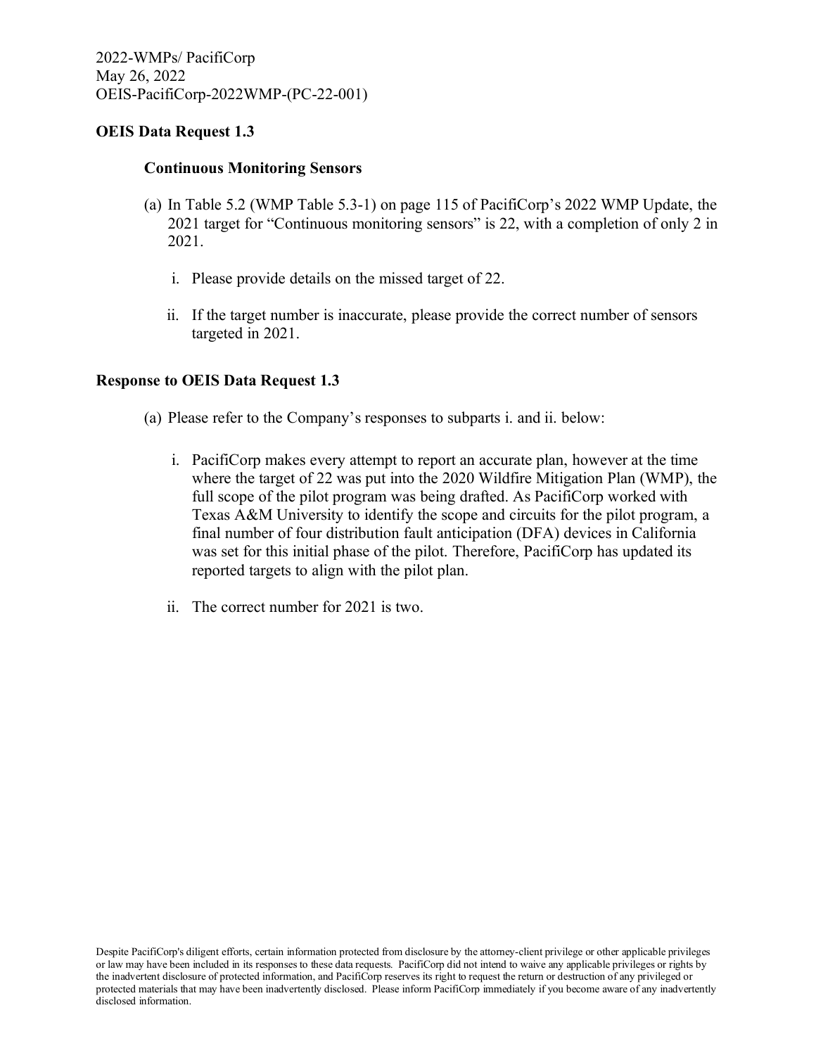**OEIS Data Request 1.3**

**Continuous Monitoring Sensors**

(a) In Table 5.2 (WMP Table 5.3-1) on page 115 of PacifiCorp's 2022 WMP Update, the 2021 target for "Continuous monitoring sensors" is 22, with a completion of only 2 in 2021.

i. Please provide details on the missed target of 22.

ii. If the target number is inaccurate, please provide the correct number of sensors targeted in 2021.

**Response to OEIS Data Request 1.3**

(a) Please refer to the Company's responses to subparts i. and ii. below:

i. PacifiCorp makes every attempt to report an accurate plan, however at the time where the target of 22 was put into the 2020 Wildfire Mitigation Plan (WMP), the full scope of the pilot program was being drafted. As PacifiCorp worked with Texas A&M University to identify the scope and circuits for the pilot program, a final number of four distribution fault anticipation (DFA) devices in California was set for this initial phase of the pilot. Therefore, PacifiCorp has updated its reported targets to align with the pilot plan.

ii. The correct number for 2021 is two.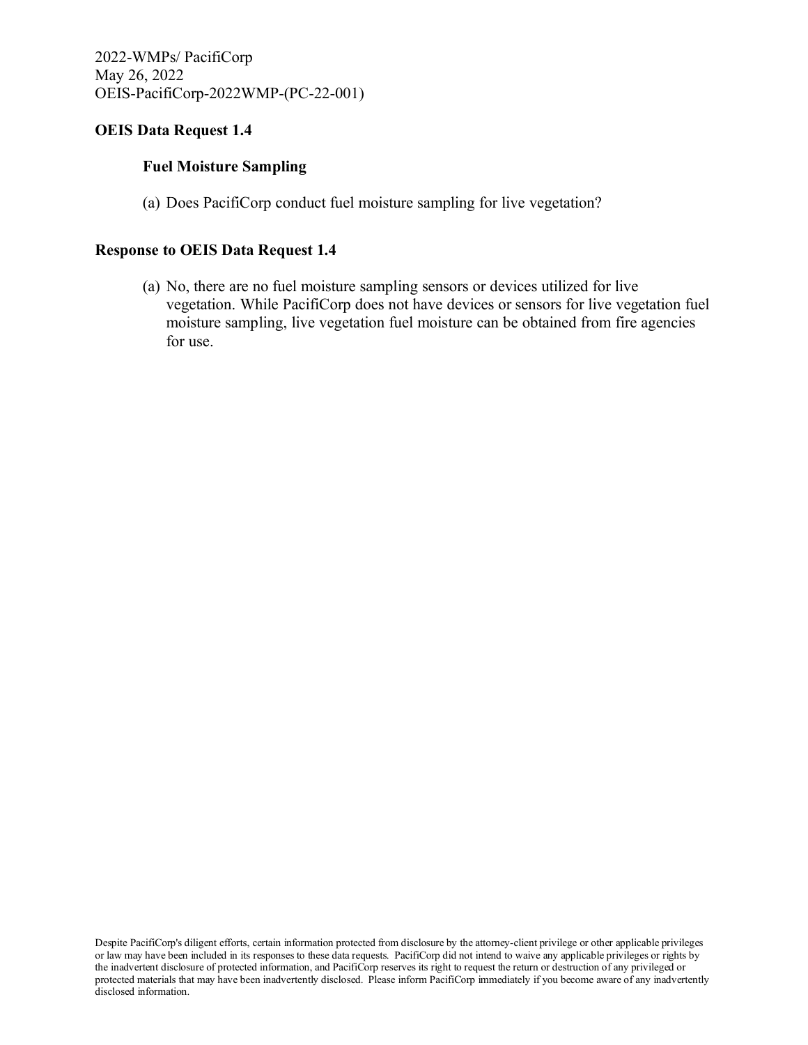2022-WMPs/ PacifiCorp
May 26, 2022
OEIS-PacifiCorp-2022WMP-(PC-22-001)

**OEIS Data Request 1.4**

**Fuel Moisture Sampling**

(a) Does PacifiCorp conduct fuel moisture sampling for live vegetation?

**Response to OEIS Data Request 1.4**

(a) No, there are no fuel moisture sampling sensors or devices utilized for live vegetation. While PacifiCorp does not have devices or sensors for live vegetation fuel moisture sampling, live vegetation fuel moisture can be obtained from fire agencies for use.

Despite PacifiCorp's diligent efforts, certain information protected from disclosure by the attorney-client privilege or other applicable privileges or law may have been included in its responses to these data requests. PacifiCorp did not intend to waive any applicable privileges or rights by the inadvertent disclosure of protected information, and PacifiCorp reserves its right to request the return or destruction of any privileged or protected materials that may have been inadvertently disclosed. Please inform PacifiCorp immediately if you become aware of any inadvertently disclosed information.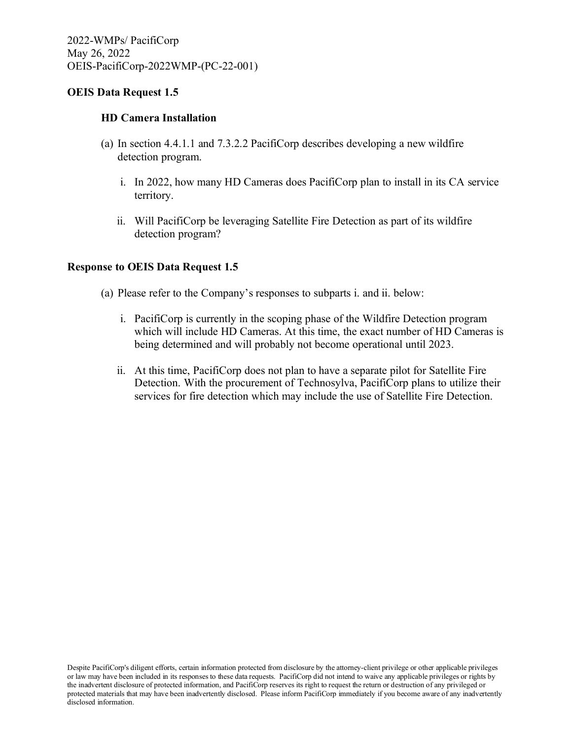2022-WMPs/ PacifiCorp
May 26, 2022
OEIS-PacifiCorp-2022WMP-(PC-22-001)

**OEIS Data Request 1.5**

**HD Camera Installation**

(a) In section 4.4.1.1 and 7.3.2.2 PacifiCorp describes developing a new wildfire detection program.

i. In 2022, how many HD Cameras does PacifiCorp plan to install in its CA service territory.

ii. Will PacifiCorp be leveraging Satellite Fire Detection as part of its wildfire detection program?

**Response to OEIS Data Request 1.5**

(a) Please refer to the Company's responses to subparts i. and ii. below:

i. PacifiCorp is currently in the scoping phase of the Wildfire Detection program which will include HD Cameras. At this time, the exact number of HD Cameras is being determined and will probably not become operational until 2023.

ii. At this time, PacifiCorp does not plan to have a separate pilot for Satellite Fire Detection. With the procurement of Technosylva, PacifiCorp plans to utilize their services for fire detection which may include the use of Satellite Fire Detection.

Despite PacifiCorp's diligent efforts, certain information protected from disclosure by the attorney-client privilege or other applicable privileges or law may have been included in its responses to these data requests. PacifiCorp did not intend to waive any applicable privileges or rights by the inadvertent disclosure of protected information, and PacifiCorp reserves its right to request the return or destruction of any privileged or protected materials that may have been inadvertently disclosed. Please inform PacifiCorp immediately if you become aware of any inadvertently disclosed information.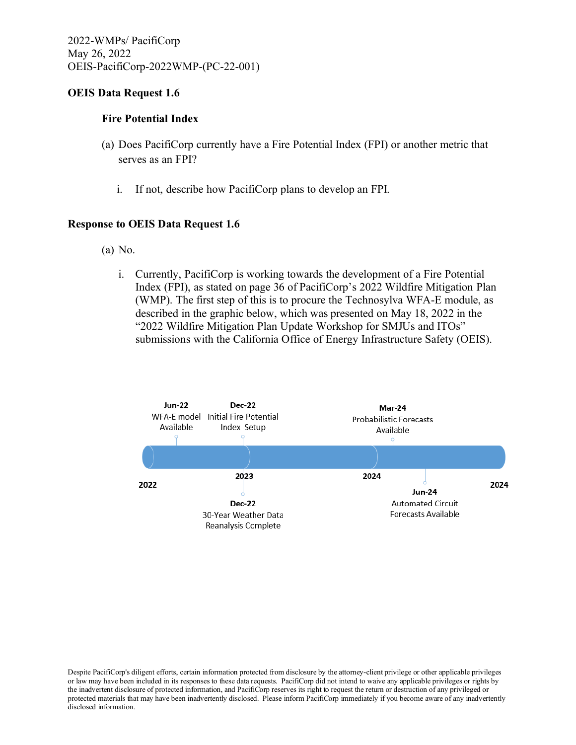2022-WMPs/ PacifiCorp
May 26, 2022
OEIS-PacifiCorp-2022WMP-(PC-22-001)

**OEIS Data Request 1.6**

**Fire Potential Index**

(a) Does PacifiCorp currently have a Fire Potential Index (FPI) or another metric that serves as an FPI?

i. If not, describe how PacifiCorp plans to develop an FPI.

**Response to OEIS Data Request 1.6**

(a) No.

i. Currently, PacifiCorp is working towards the development of a Fire Potential Index (FPI), as stated on page 36 of PacifiCorp's 2022 Wildfire Mitigation Plan (WMP). The first step of this is to procure the Technosylva WFA-E module, as described in the graphic below, which was presented on May 18, 2022 in the "2022 Wildfire Mitigation Plan Update Workshop for SMJUs and ITOs" submissions with the California Office of Energy Infrastructure Safety (OEIS).

Jun-22
WFA-E model Available

Dec-22
Initial Fire Potential Index Setup

Mar-24
Probabilistic Forecasts Available

2022

2023

2024

2024

Dec-22
30-Year Weather Data Reanalysis Complete

Jun-24
Automated Circuit Forecasts Available

Despite PacifiCorp's diligent efforts, certain information protected from disclosure by the attorney-client privilege or other applicable privileges or law may have been included in its responses to these data requests. PacifiCorp did not intend to waive any applicable privileges or rights by the inadvertent disclosure of protected information, and PacifiCorp reserves its right to request the return or destruction of any privileged or protected materials that may have been inadvertently disclosed. Please inform PacifiCorp immediately if you become aware of any inadvertently disclosed information.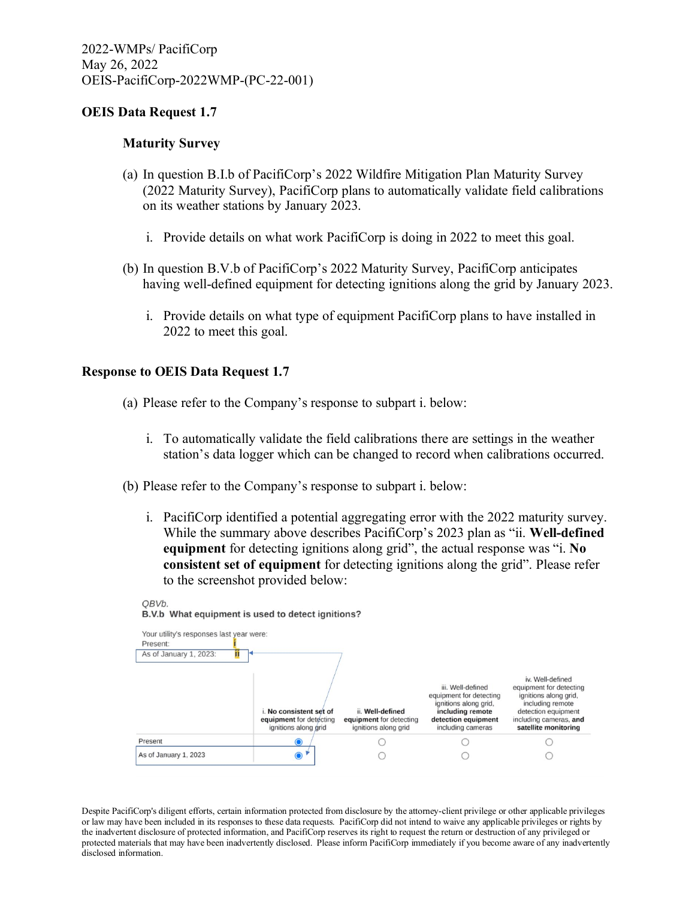2022-WMPs/ PacifiCorp
May 26, 2022
OEIS-PacifiCorp-2022WMP-(PC-22-001)

**OEIS Data Request 1.7**

**Maturity Survey**

(a) In question B.I.b of PacifiCorp's 2022 Wildfire Mitigation Plan Maturity Survey (2022 Maturity Survey), PacifiCorp plans to automatically validate field calibrations on its weather stations by January 2023.

i. Provide details on what work PacifiCorp is doing in 2022 to meet this goal.

(b) In question B.V.b of PacifiCorp's 2022 Maturity Survey, PacifiCorp anticipates having well-defined equipment for detecting ignitions along the grid by January 2023.

i. Provide details on what type of equipment PacifiCorp plans to have installed in 2022 to meet this goal.

**Response to OEIS Data Request 1.7**

(a) Please refer to the Company's response to subpart i. below:

i. To automatically validate the field calibrations there are settings in the weather station's data logger which can be changed to record when calibrations occurred.

(b) Please refer to the Company's response to subpart i. below:

i. PacifiCorp identified a potential aggregating error with the 2022 maturity survey. While the summary above describes PacifiCorp's 2023 plan as "ii. **Well-defined equipment** for detecting ignitions along grid", the actual response was "i. **No consistent set of equipment** for detecting ignitions along the grid". Please refer to the screenshot provided below:

QBVb.
**B.V.b What equipment is used to detect ignitions?**

Your utility's responses last year were:
Present: i
As of January 1, 2023: ii

| | i. **No consistent set of equipment** for detecting ignitions along grid | ii. **Well-defined equipment** for detecting ignitions along grid | iii. Well-defined equipment for detecting ignitions along grid, **including remote detection equipment** including cameras | iv. Well-defined equipment for detecting ignitions along grid, including remote detection equipment including cameras, **and satellite monitoring** |
|---|---|---|---|---|
| Present | ◉ | ○ | ○ | ○ |
| As of January 1, 2023 | ◉ | ○ | ○ | ○ |

Despite PacifiCorp's diligent efforts, certain information protected from disclosure by the attorney-client privilege or other applicable privileges or law may have been included in its responses to these data requests. PacifiCorp did not intend to waive any applicable privileges or rights by the inadvertent disclosure of protected information, and PacifiCorp reserves its right to request the return or destruction of any privileged or protected materials that may have been inadvertently disclosed. Please inform PacifiCorp immediately if you become aware of any inadvertently disclosed information.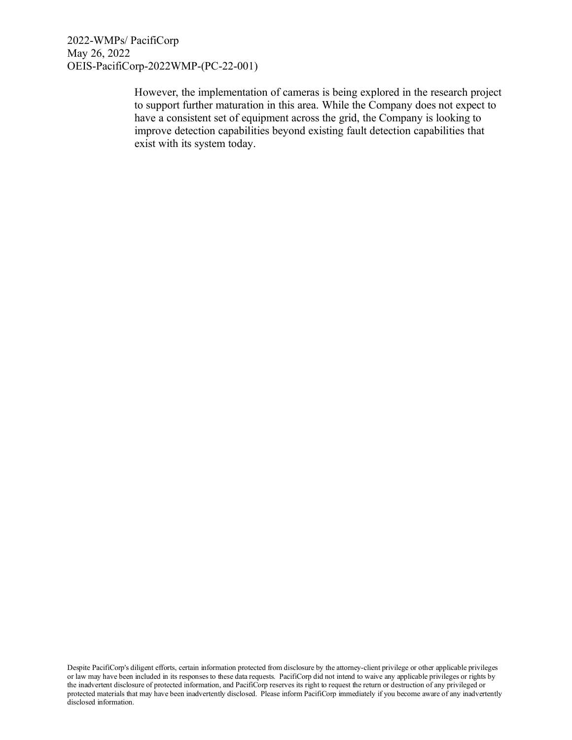However, the implementation of cameras is being explored in the research project to support further maturation in this area. While the Company does not expect to have a consistent set of equipment across the grid, the Company is looking to improve detection capabilities beyond existing fault detection capabilities that exist with its system today.